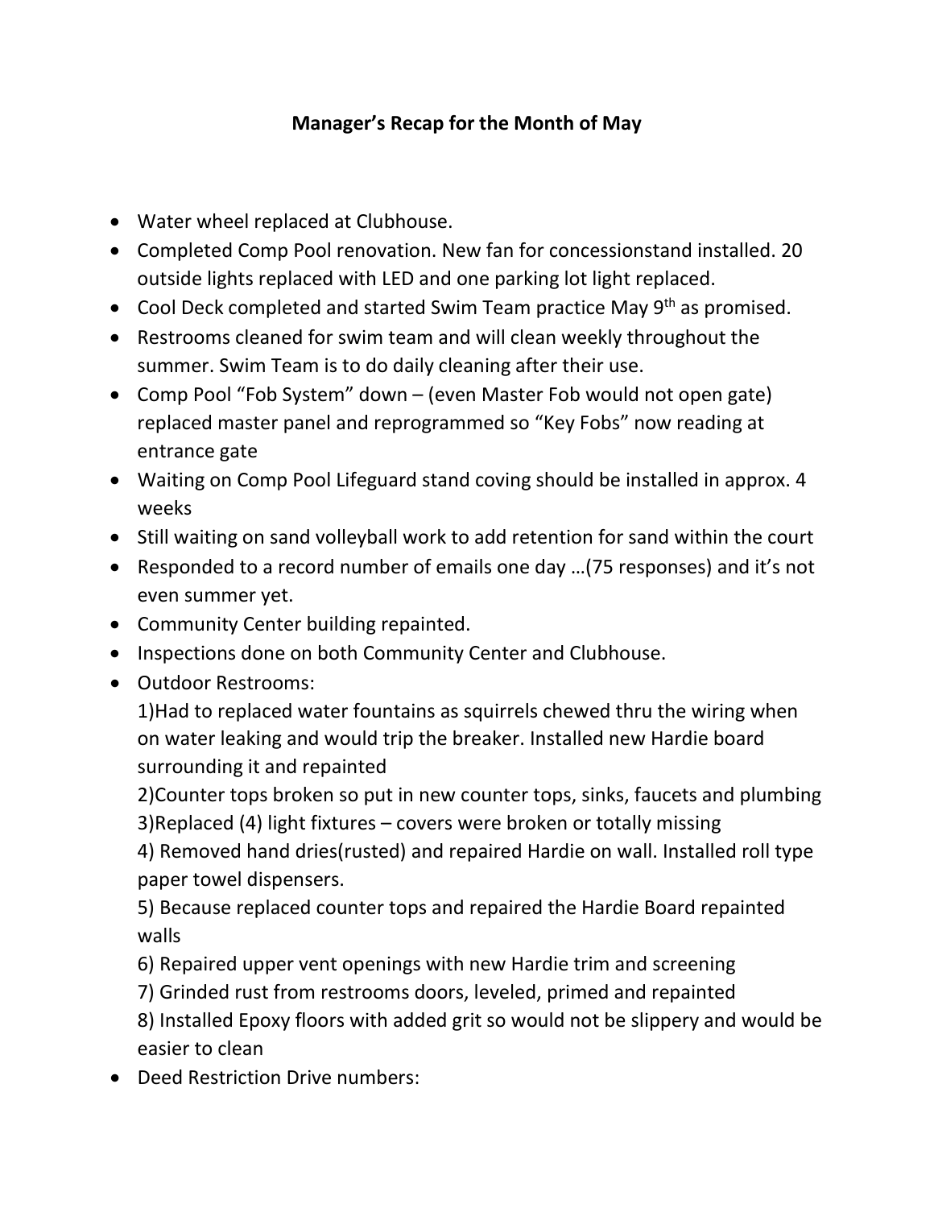# Manager's Recap for the Month of May

- Water wheel replaced at Clubhouse.
- Completed Comp Pool renovation. New fan for concessionstand installed. 20 outside lights replaced with LED and one parking lot light replaced.
- Cool Deck completed and started Swim Team practice May 9th as promised.
- Restrooms cleaned for swim team and will clean weekly throughout the summer. Swim Team is to do daily cleaning after their use.
- Comp Pool "Fob System" down – (even Master Fob would not open gate) replaced master panel and reprogrammed so "Key Fobs" now reading at entrance gate
- Waiting on Comp Pool Lifeguard stand coving should be installed in approx. 4 weeks
- Still waiting on sand volleyball work to add retention for sand within the court
- Responded to a record number of emails one day …(75 responses) and it's not even summer yet.
- Community Center building repainted.
- Inspections done on both Community Center and Clubhouse.
- Outdoor Restrooms:
  1)Had to replaced water fountains as squirrels chewed thru the wiring when on water leaking and would trip the breaker. Installed new Hardie board surrounding it and repainted
  2)Counter tops broken so put in new counter tops, sinks, faucets and plumbing
  3)Replaced (4) light fixtures – covers were broken or totally missing
  4) Removed hand dries(rusted) and repaired Hardie on wall. Installed roll type paper towel dispensers.
  5) Because replaced counter tops and repaired the Hardie Board repainted walls
  6) Repaired upper vent openings with new Hardie trim and screening
  7) Grinded rust from restrooms doors, leveled, primed and repainted
  8) Installed Epoxy floors with added grit so would not be slippery and would be easier to clean
- Deed Restriction Drive numbers: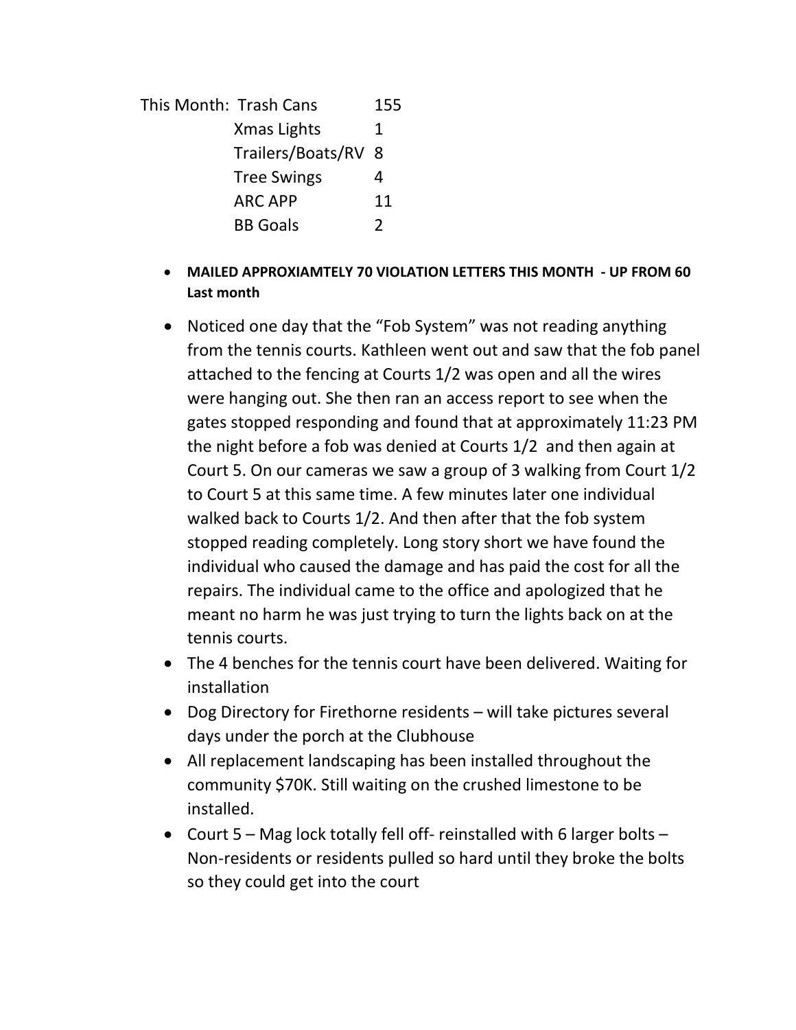This Month:

| | |
|---|---|
| Trash Cans | 155 |
| Xmas Lights | 1 |
| Trailers/Boats/RV | 8 |
| Tree Swings | 4 |
| ARC APP | 11 |
| BB Goals | 2 |

- **MAILED APPROXIAMTELY 70 VIOLATION LETTERS THIS MONTH - UP FROM 60 Last month**
- Noticed one day that the "Fob System" was not reading anything from the tennis courts. Kathleen went out and saw that the fob panel attached to the fencing at Courts 1/2 was open and all the wires were hanging out. She then ran an access report to see when the gates stopped responding and found that at approximately 11:23 PM the night before a fob was denied at Courts 1/2 and then again at Court 5. On our cameras we saw a group of 3 walking from Court 1/2 to Court 5 at this same time. A few minutes later one individual walked back to Courts 1/2. And then after that the fob system stopped reading completely. Long story short we have found the individual who caused the damage and has paid the cost for all the repairs. The individual came to the office and apologized that he meant no harm he was just trying to turn the lights back on at the tennis courts.
- The 4 benches for the tennis court have been delivered. Waiting for installation
- Dog Directory for Firethorne residents – will take pictures several days under the porch at the Clubhouse
- All replacement landscaping has been installed throughout the community $70K. Still waiting on the crushed limestone to be installed.
- Court 5 – Mag lock totally fell off- reinstalled with 6 larger bolts – Non-residents or residents pulled so hard until they broke the bolts so they could get into the court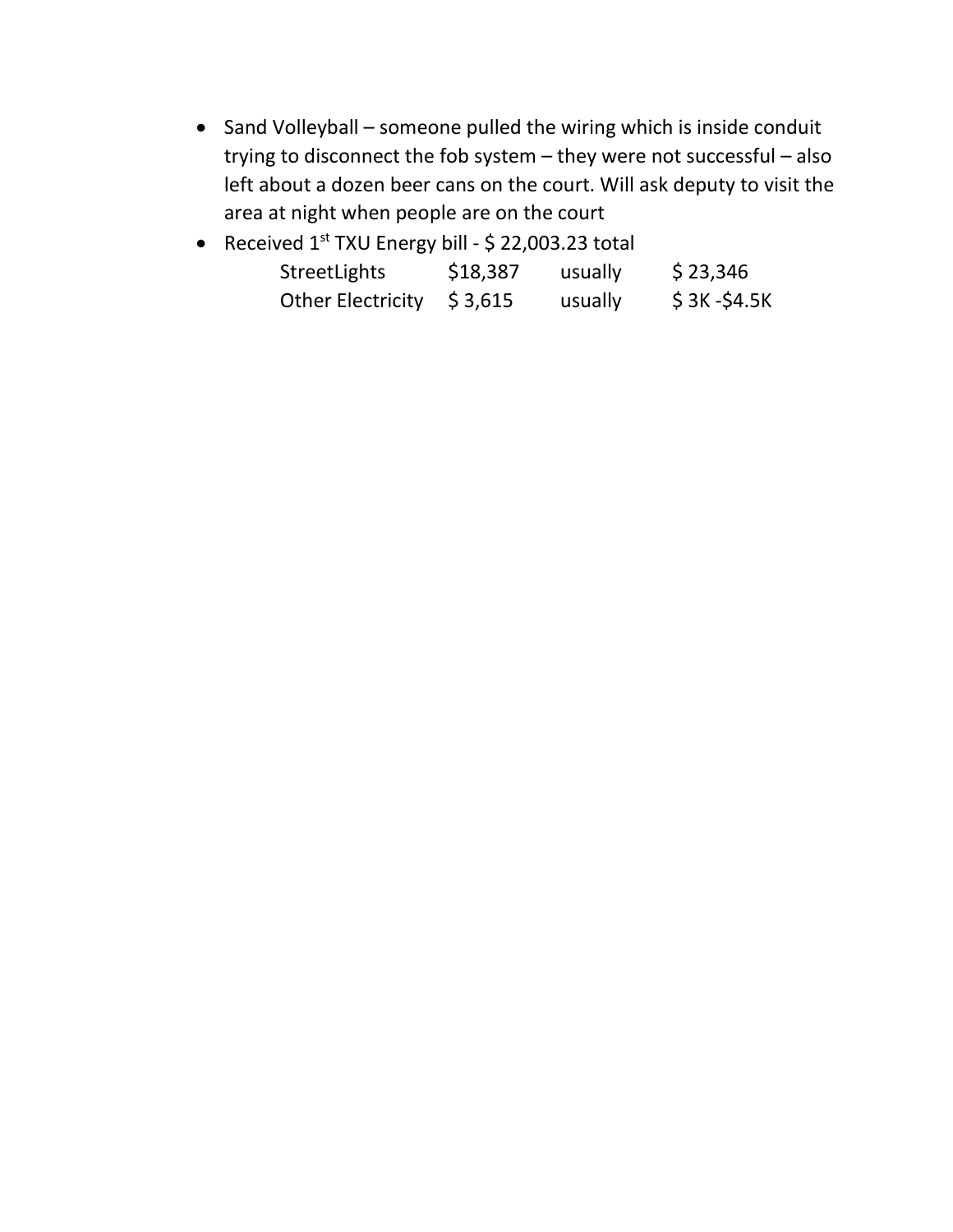- Sand Volleyball – someone pulled the wiring which is inside conduit trying to disconnect the fob system – they were not successful – also left about a dozen beer cans on the court. Will ask deputy to visit the area at night when people are on the court
- Received 1st TXU Energy bill - $ 22,003.23 total

| | | | |
|---|---|---|---|
| StreetLights | $18,387 | usually | $ 23,346 |
| Other Electricity | $ 3,615 | usually | $ 3K -$4.5K |